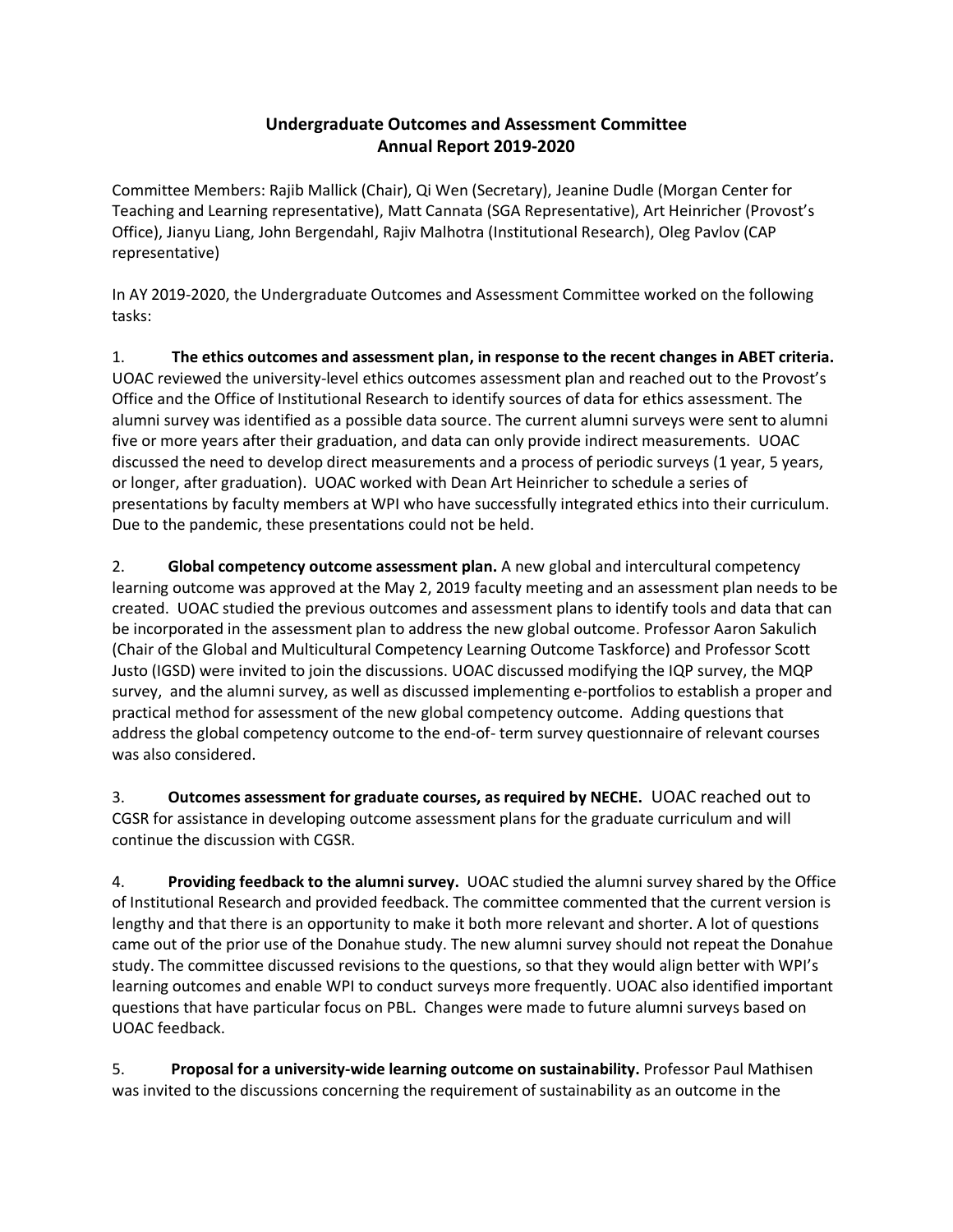# Undergraduate Outcomes and Assessment Committee
## Annual Report 2019-2020

Committee Members: Rajib Mallick (Chair), Qi Wen (Secretary), Jeanine Dudle (Morgan Center for Teaching and Learning representative), Matt Cannata (SGA Representative), Art Heinricher (Provost's Office), Jianyu Liang, John Bergendahl, Rajiv Malhotra (Institutional Research), Oleg Pavlov (CAP representative)

In AY 2019-2020, the Undergraduate Outcomes and Assessment Committee worked on the following tasks:

1. **The ethics outcomes and assessment plan, in response to the recent changes in ABET criteria.** UOAC reviewed the university-level ethics outcomes assessment plan and reached out to the Provost's Office and the Office of Institutional Research to identify sources of data for ethics assessment. The alumni survey was identified as a possible data source. The current alumni surveys were sent to alumni five or more years after their graduation, and data can only provide indirect measurements. UOAC discussed the need to develop direct measurements and a process of periodic surveys (1 year, 5 years, or longer, after graduation). UOAC worked with Dean Art Heinricher to schedule a series of presentations by faculty members at WPI who have successfully integrated ethics into their curriculum. Due to the pandemic, these presentations could not be held.

2. **Global competency outcome assessment plan.** A new global and intercultural competency learning outcome was approved at the May 2, 2019 faculty meeting and an assessment plan needs to be created. UOAC studied the previous outcomes and assessment plans to identify tools and data that can be incorporated in the assessment plan to address the new global outcome. Professor Aaron Sakulich (Chair of the Global and Multicultural Competency Learning Outcome Taskforce) and Professor Scott Justo (IGSD) were invited to join the discussions. UOAC discussed modifying the IQP survey, the MQP survey, and the alumni survey, as well as discussed implementing e-portfolios to establish a proper and practical method for assessment of the new global competency outcome. Adding questions that address the global competency outcome to the end-of- term survey questionnaire of relevant courses was also considered.

3. **Outcomes assessment for graduate courses, as required by NECHE.** UOAC reached out to CGSR for assistance in developing outcome assessment plans for the graduate curriculum and will continue the discussion with CGSR.

4. **Providing feedback to the alumni survey.** UOAC studied the alumni survey shared by the Office of Institutional Research and provided feedback. The committee commented that the current version is lengthy and that there is an opportunity to make it both more relevant and shorter. A lot of questions came out of the prior use of the Donahue study. The new alumni survey should not repeat the Donahue study. The committee discussed revisions to the questions, so that they would align better with WPI's learning outcomes and enable WPI to conduct surveys more frequently. UOAC also identified important questions that have particular focus on PBL. Changes were made to future alumni surveys based on UOAC feedback.

5. **Proposal for a university-wide learning outcome on sustainability.** Professor Paul Mathisen was invited to the discussions concerning the requirement of sustainability as an outcome in the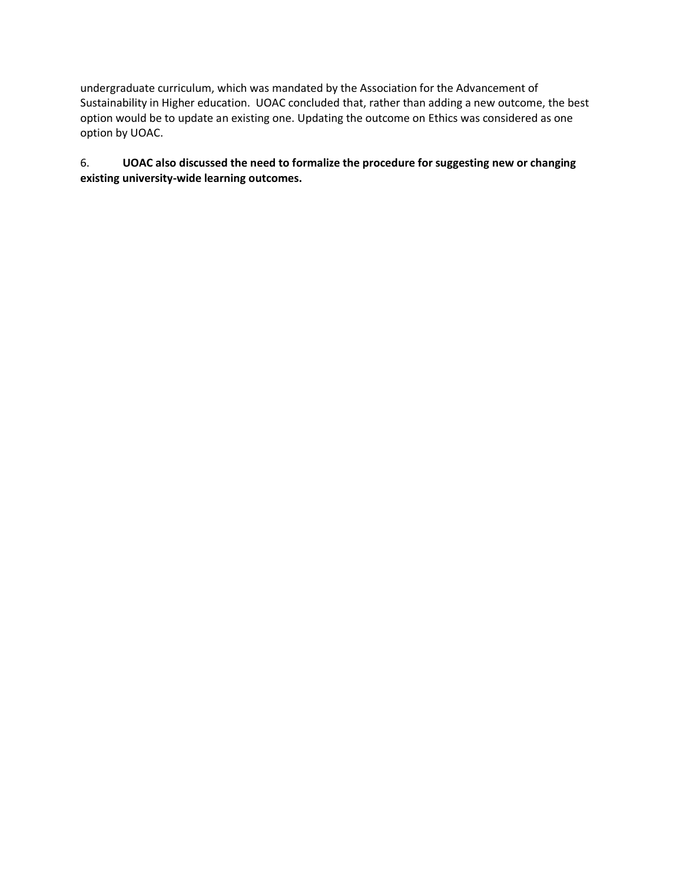undergraduate curriculum, which was mandated by the Association for the Advancement of Sustainability in Higher education. UOAC concluded that, rather than adding a new outcome, the best option would be to update an existing one. Updating the outcome on Ethics was considered as one option by UOAC.

6. **UOAC also discussed the need to formalize the procedure for suggesting new or changing existing university-wide learning outcomes.**